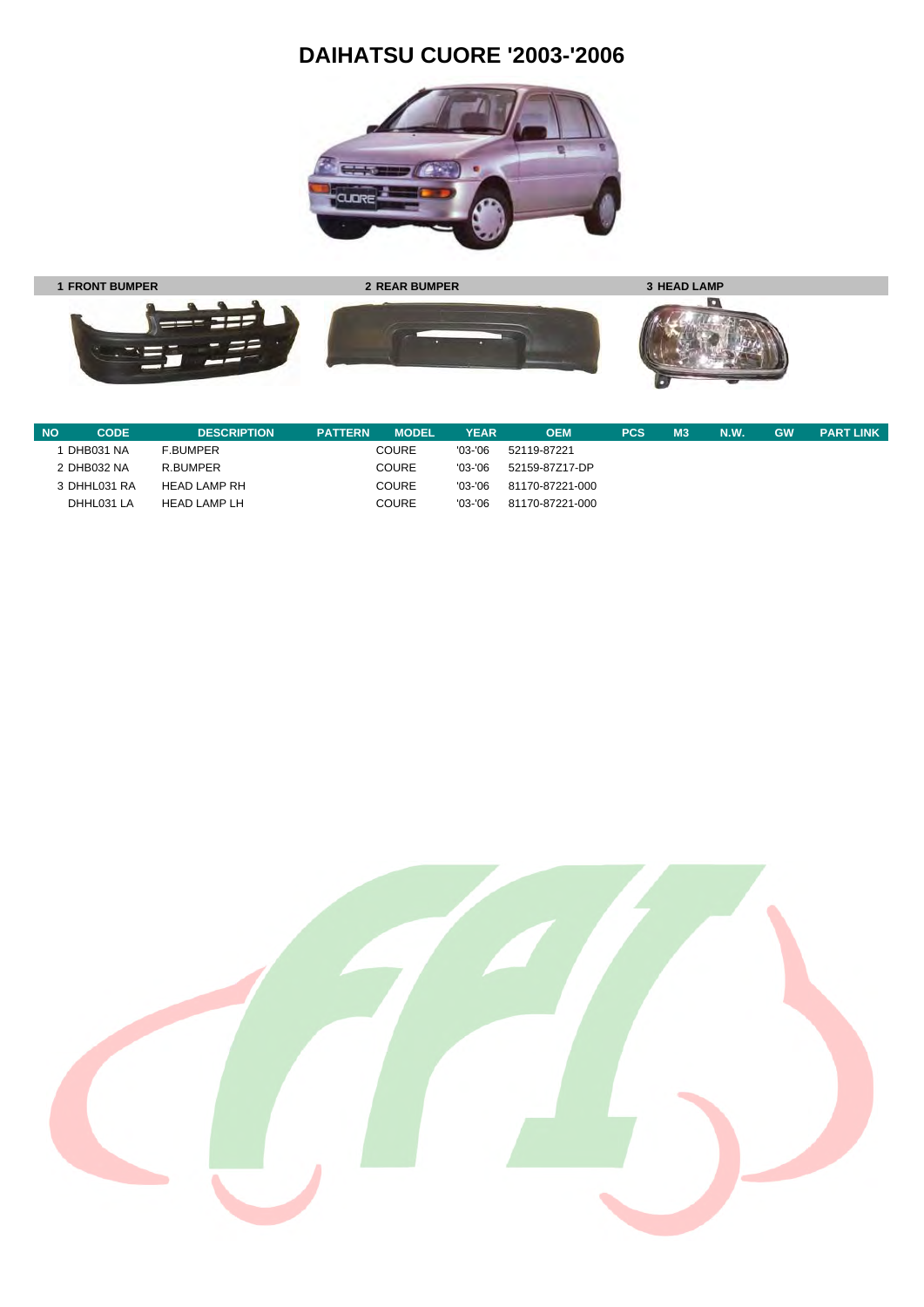# DAIHATSU CUORE '2003-'2006

| 1 FRONT BUMPER | 2 REAR BUMPER | 3 HEAD LAMP |
|---|---|---|

| NO | CODE | DESCRIPTION | PATTERN | MODEL | YEAR | OEM | PCS | M3 | N.W. | GW | PART LINK |
|---|---|---|---|---|---|---|---|---|---|---|---|
| 1 | DHB031 NA | F.BUMPER | | COURE | '03-'06 | 52119-87221 | | | | | |
| 2 | DHB032 NA | R.BUMPER | | COURE | '03-'06 | 52159-87Z17-DP | | | | | |
| 3 | DHHL031 RA | HEAD LAMP RH | | COURE | '03-'06 | 81170-87221-000 | | | | | |
| | DHHL031 LA | HEAD LAMP LH | | COURE | '03-'06 | 81170-87221-000 | | | | | |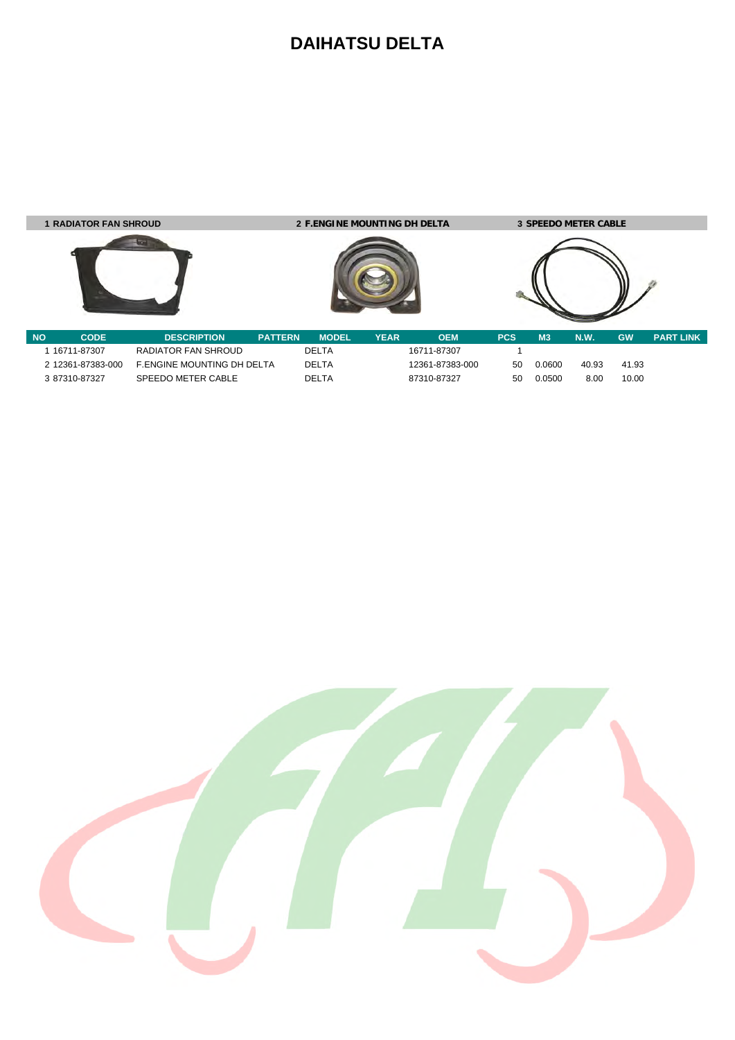# DAIHATSU DELTA

| 1 RADIATOR FAN SHROUD | 2 F.ENGINE MOUNTING DH DELTA | 3 SPEEDO METER CABLE |
|---|---|---|

| NO | CODE | DESCRIPTION | PATTERN | MODEL | YEAR | OEM | PCS | M3 | N.W. | GW | PART LINK |
|---|---|---|---|---|---|---|---|---|---|---|---|
| 1 | 16711-87307 | RADIATOR FAN SHROUD | | DELTA | | 16711-87307 | 1 | | | | |
| 2 | 12361-87383-000 | F.ENGINE MOUNTING DH DELTA | | DELTA | | 12361-87383-000 | 50 | 0.0600 | 40.93 | 41.93 | |
| 3 | 87310-87327 | SPEEDO METER CABLE | | DELTA | | 87310-87327 | 50 | 0.0500 | 8.00 | 10.00 | |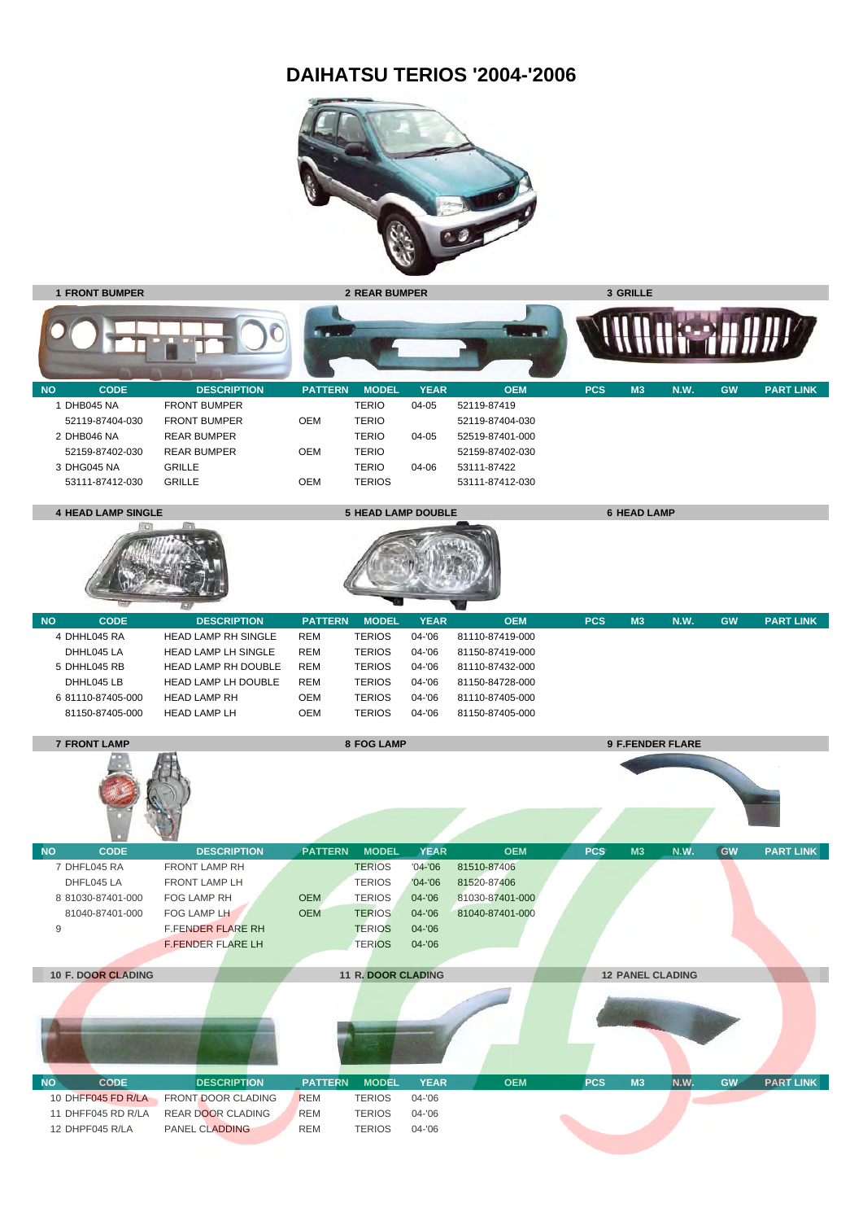# DAIHATSU TERIOS '2004-'2006

**1 FRONT BUMPER** | **2 REAR BUMPER** | **3 GRILLE**

| NO | CODE | DESCRIPTION | PATTERN | MODEL | YEAR | OEM | PCS | M3 | N.W. | GW | PART LINK |
|---|---|---|---|---|---|---|---|---|---|---|---|
| 1 | DHB045 NA | FRONT BUMPER | | TERIO | 04-05 | 52119-87419 | | | | | |
| | 52119-87404-030 | FRONT BUMPER | OEM | TERIO | | 52119-87404-030 | | | | | |
| 2 | DHB046 NA | REAR BUMPER | | TERIO | 04-05 | 52519-87401-000 | | | | | |
| | 52159-87402-030 | REAR BUMPER | OEM | TERIO | | 52159-87402-030 | | | | | |
| 3 | DHG045 NA | GRILLE | | TERIO | 04-06 | 53111-87422 | | | | | |
| | 53111-87412-030 | GRILLE | OEM | TERIOS | | 53111-87412-030 | | | | | |

**4 HEAD LAMP SINGLE** | **5 HEAD LAMP DOUBLE** | **6 HEAD LAMP**

| NO | CODE | DESCRIPTION | PATTERN | MODEL | YEAR | OEM | PCS | M3 | N.W. | GW | PART LINK |
|---|---|---|---|---|---|---|---|---|---|---|---|
| 4 | DHHL045 RA | HEAD LAMP RH SINGLE | REM | TERIOS | 04-'06 | 81110-87419-000 | | | | | |
| | DHHL045 LA | HEAD LAMP LH SINGLE | REM | TERIOS | 04-'06 | 81150-87419-000 | | | | | |
| 5 | DHHL045 RB | HEAD LAMP RH DOUBLE | REM | TERIOS | 04-'06 | 81110-87432-000 | | | | | |
| | DHHL045 LB | HEAD LAMP LH DOUBLE | REM | TERIOS | 04-'06 | 81150-84728-000 | | | | | |
| 6 | 81110-87405-000 | HEAD LAMP RH | OEM | TERIOS | 04-'06 | 81110-87405-000 | | | | | |
| | 81150-87405-000 | HEAD LAMP LH | OEM | TERIOS | 04-'06 | 81150-87405-000 | | | | | |

**7 FRONT LAMP** | **8 FOG LAMP** | **9 F.FENDER FLARE**

| NO | CODE | DESCRIPTION | PATTERN | MODEL | YEAR | OEM | PCS | M3 | N.W. | GW | PART LINK |
|---|---|---|---|---|---|---|---|---|---|---|---|
| 7 | DHFL045 RA | FRONT LAMP RH | | TERIOS | '04-'06 | 81510-87406 | | | | | |
| | DHFL045 LA | FRONT LAMP LH | | TERIOS | '04-'06 | 81520-87406 | | | | | |
| 8 | 81030-87401-000 | FOG LAMP RH | OEM | TERIOS | 04-'06 | 81030-87401-000 | | | | | |
| | 81040-87401-000 | FOG LAMP LH | OEM | TERIOS | 04-'06 | 81040-87401-000 | | | | | |
| 9 | | F.FENDER FLARE RH | | TERIOS | 04-'06 | | | | | | |
| | | F.FENDER FLARE LH | | TERIOS | 04-'06 | | | | | | |

**10 F. DOOR CLADING** | **11 R. DOOR CLADING** | **12 PANEL CLADDING**

| NO | CODE | DESCRIPTION | PATTERN | MODEL | YEAR | OEM | PCS | M3 | N.W. | GW | PART LINK |
|---|---|---|---|---|---|---|---|---|---|---|---|
| 10 | DHFF045 FD R/LA | FRONT DOOR CLADING | REM | TERIOS | 04-'06 | | | | | | |
| 11 | DHFF045 RD R/LA | REAR DOOR CLADING | REM | TERIOS | 04-'06 | | | | | | |
| 12 | DHPF045 R/LA | PANEL CLADDING | REM | TERIOS | 04-'06 | | | | | | |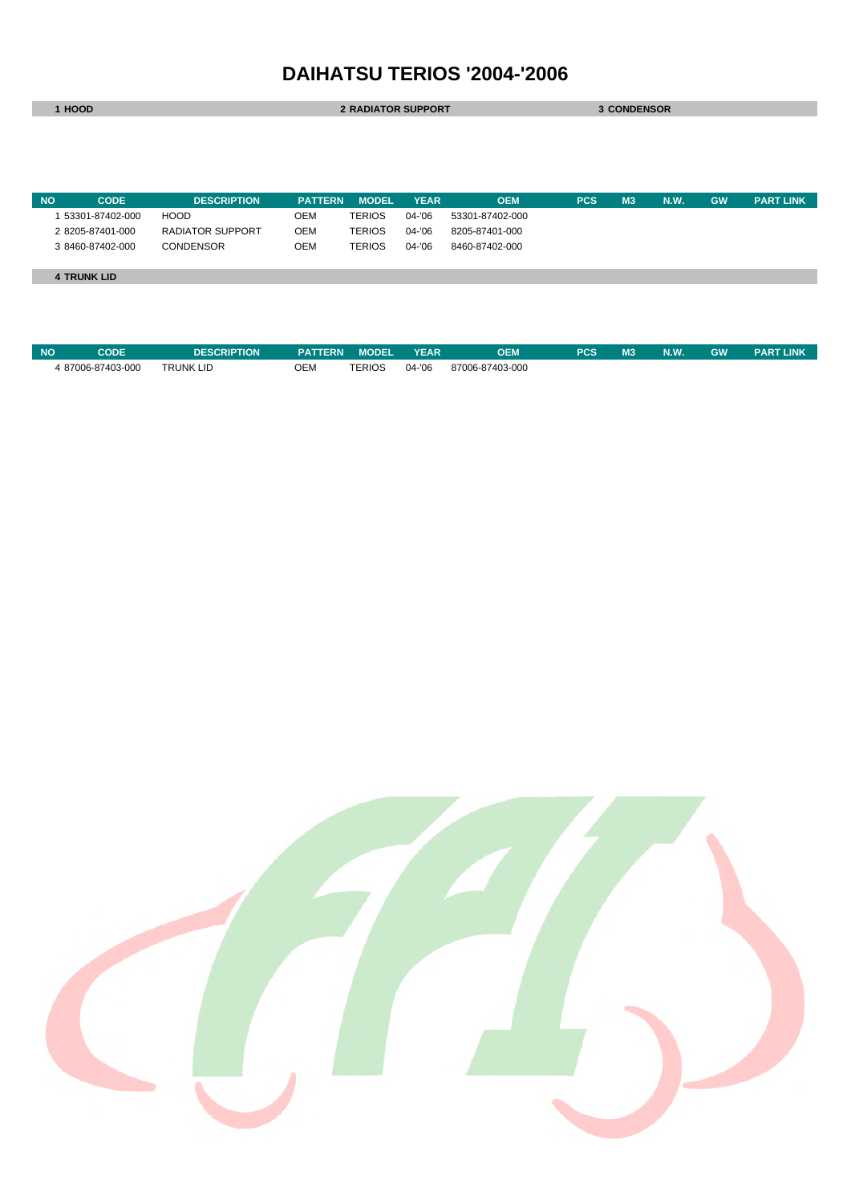# DAIHATSU TERIOS '2004-'2006

**1 HOOD** | **2 RADIATOR SUPPORT** | **3 CONDENSOR**

| NO | CODE | DESCRIPTION | PATTERN | MODEL | YEAR | OEM | PCS | M3 | N.W. | GW | PART LINK |
|---|---|---|---|---|---|---|---|---|---|---|---|
| 1 | 53301-87402-000 | HOOD | OEM | TERIOS | 04-'06 | 53301-87402-000 | | | | | |
| 2 | 8205-87401-000 | RADIATOR SUPPORT | OEM | TERIOS | 04-'06 | 8205-87401-000 | | | | | |
| 3 | 8460-87402-000 | CONDENSOR | OEM | TERIOS | 04-'06 | 8460-87402-000 | | | | | |

**4 TRUNK LID**

| NO | CODE | DESCRIPTION | PATTERN | MODEL | YEAR | OEM | PCS | M3 | N.W. | GW | PART LINK |
|---|---|---|---|---|---|---|---|---|---|---|---|
| 4 | 87006-87403-000 | TRUNK LID | OEM | TERIOS | 04-'06 | 87006-87403-000 | | | | | |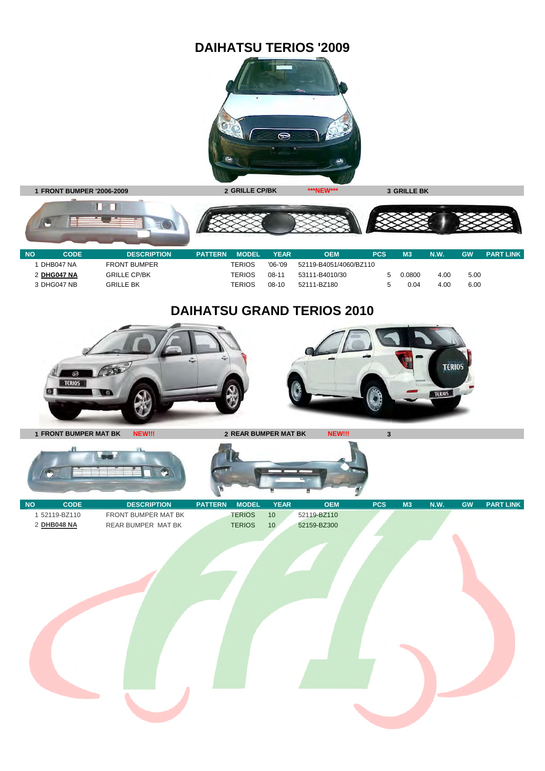# DAIHATSU TERIOS '2009

1 FRONT BUMPER '2006-2009 | 2 GRILLE CP/BK ***NEW*** | 3 GRILLE BK

| NO | CODE | DESCRIPTION | PATTERN | MODEL | YEAR | OEM | PCS | M3 | N.W. | GW | PART LINK |
|---|---|---|---|---|---|---|---|---|---|---|---|
| 1 | DHB047 NA | FRONT BUMPER | | TERIOS | '06-'09 | 52119-B4051/4060/BZ110 | | | | | |
| 2 | **DHG047 NA** | GRILLE CP/BK | | TERIOS | 08-11 | 53111-B4010/30 | 5 | 0.0800 | 4.00 | 5.00 | |
| 3 | DHG047 NB | GRILLE BK | | TERIOS | 08-10 | 52111-BZ180 | 5 | 0.04 | 4.00 | 6.00 | |

# DAIHATSU GRAND TERIOS 2010

1 FRONT BUMPER MAT BK NEW!!! | 2 REAR BUMPER MAT BK NEW!!! | 3

| NO | CODE | DESCRIPTION | PATTERN | MODEL | YEAR | OEM | PCS | M3 | N.W. | GW | PART LINK |
|---|---|---|---|---|---|---|---|---|---|---|---|
| 1 | 52119-BZ110 | FRONT BUMPER MAT BK | | TERIOS | 10 | 52119-BZ110 | | | | | |
| 2 | **DHB048 NA** | REAR BUMPER MAT BK | | TERIOS | 10 | 52159-BZ300 | | | | | |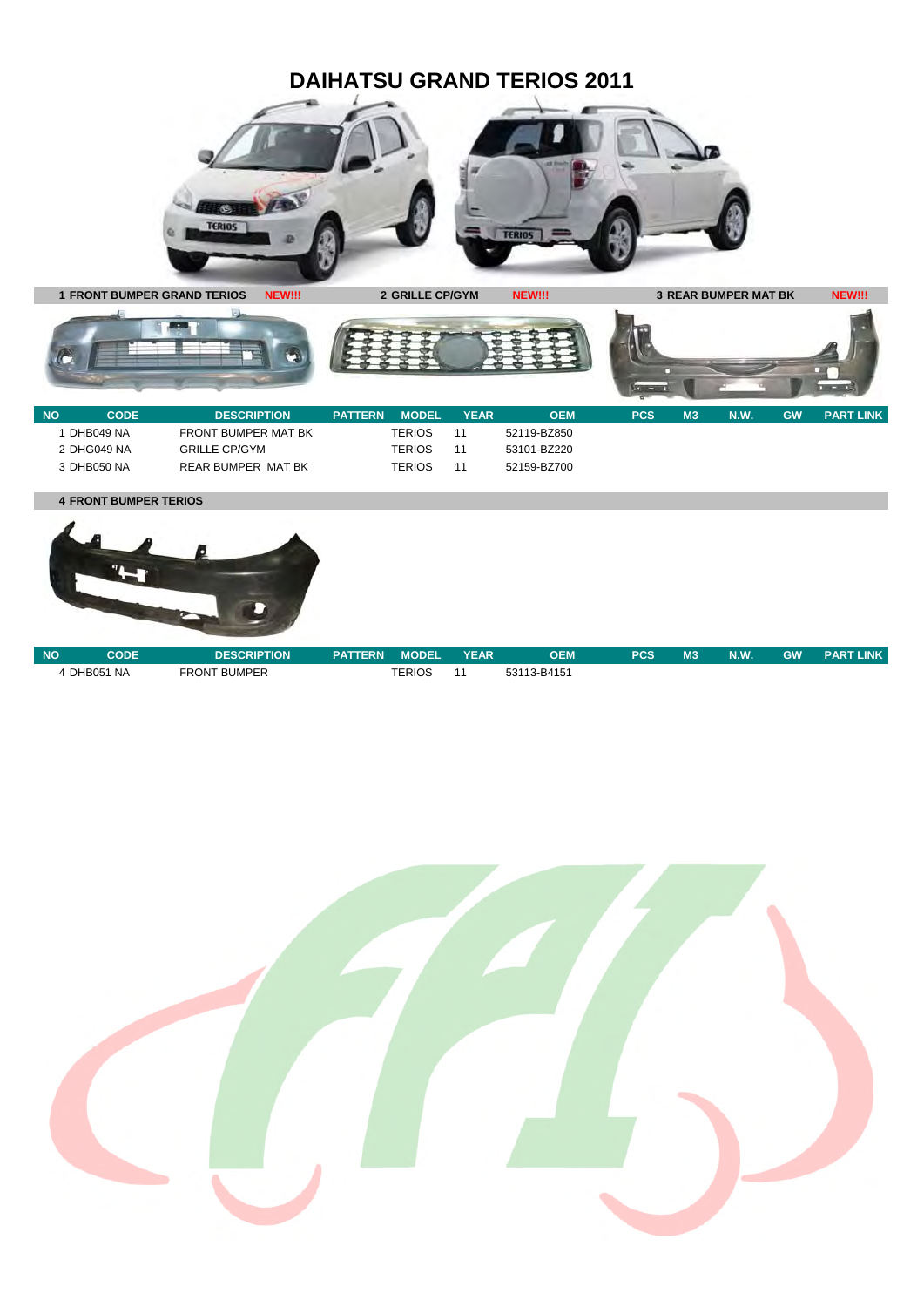# DAIHATSU GRAND TERIOS 2011

**1 FRONT BUMPER GRAND TERIOS** NEW!!! | **2 GRILLE CP/GYM** NEW!!! | **3 REAR BUMPER MAT BK** NEW!!!

| NO | CODE | DESCRIPTION | PATTERN | MODEL | YEAR | OEM | PCS | M3 | N.W. | GW | PART LINK |
|---|---|---|---|---|---|---|---|---|---|---|---|
| 1 | DHB049 NA | FRONT BUMPER MAT BK | | TERIOS | 11 | 52119-BZ850 | | | | | |
| 2 | DHG049 NA | GRILLE CP/GYM | | TERIOS | 11 | 53101-BZ220 | | | | | |
| 3 | DHB050 NA | REAR BUMPER MAT BK | | TERIOS | 11 | 52159-BZ700 | | | | | |

**4 FRONT BUMPER TERIOS**

| NO | CODE | DESCRIPTION | PATTERN | MODEL | YEAR | OEM | PCS | M3 | N.W. | GW | PART LINK |
|---|---|---|---|---|---|---|---|---|---|---|---|
| 4 | DHB051 NA | FRONT BUMPER | | TERIOS | 11 | 53113-B4151 | | | | | |